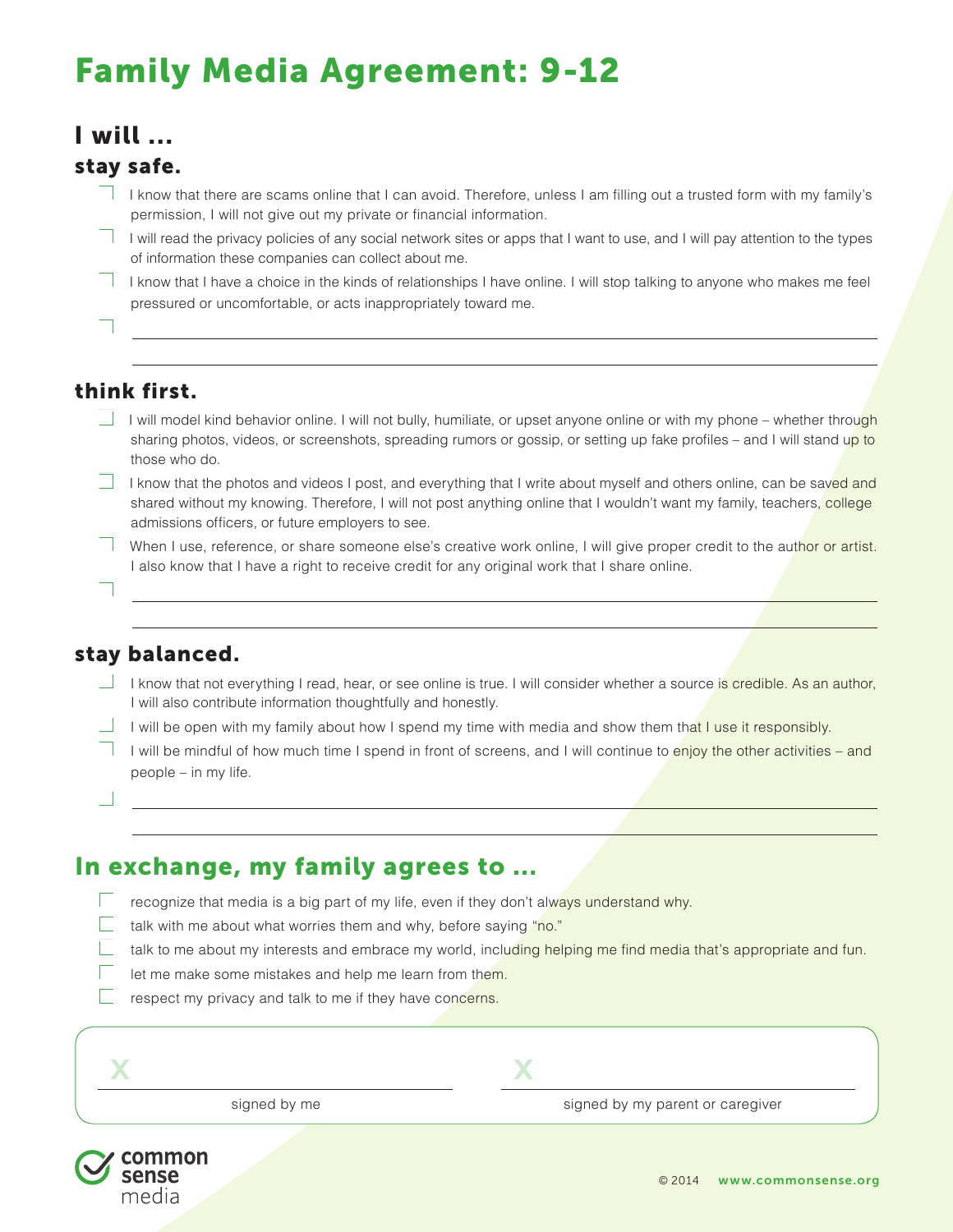# Family Media Agreement: 9-12

## I will ...

### stay safe.

- [ ] I know that there are scams online that I can avoid. Therefore, unless I am filling out a trusted form with my family's permission, I will not give out my private or financial information.
- [ ] I will read the privacy policies of any social network sites or apps that I want to use, and I will pay attention to the types of information these companies can collect about me.
- [ ] I know that I have a choice in the kinds of relationships I have online. I will stop talking to anyone who makes me feel pressured or uncomfortable, or acts inappropriately toward me.
- [ ] ______________________________

### think first.

- [ ] I will model kind behavior online. I will not bully, humiliate, or upset anyone online or with my phone – whether through sharing photos, videos, or screenshots, spreading rumors or gossip, or setting up fake profiles – and I will stand up to those who do.
- [ ] I know that the photos and videos I post, and everything that I write about myself and others online, can be saved and shared without my knowing. Therefore, I will not post anything online that I wouldn't want my family, teachers, college admissions officers, or future employers to see.
- [ ] When I use, reference, or share someone else's creative work online, I will give proper credit to the author or artist. I also know that I have a right to receive credit for any original work that I share online.
- [ ] ______________________________

### stay balanced.

- [ ] I know that not everything I read, hear, or see online is true. I will consider whether a source is credible. As an author, I will also contribute information thoughtfully and honestly.
- [ ] I will be open with my family about how I spend my time with media and show them that I use it responsibly.
- [ ] I will be mindful of how much time I spend in front of screens, and I will continue to enjoy the other activities – and people – in my life.
- [ ] ______________________________

## In exchange, my family agrees to ...

- [ ] recognize that media is a big part of my life, even if they don't always understand why.
- [ ] talk with me about what worries them and why, before saying "no."
- [ ] talk to me about my interests and embrace my world, including helping me find media that's appropriate and fun.
- [ ] let me make some mistakes and help me learn from them.
- [ ] respect my privacy and talk to me if they have concerns.

X ______________________________ signed by me

X ______________________________ signed by my parent or caregiver

common sense media

© 2014 www.commonsense.org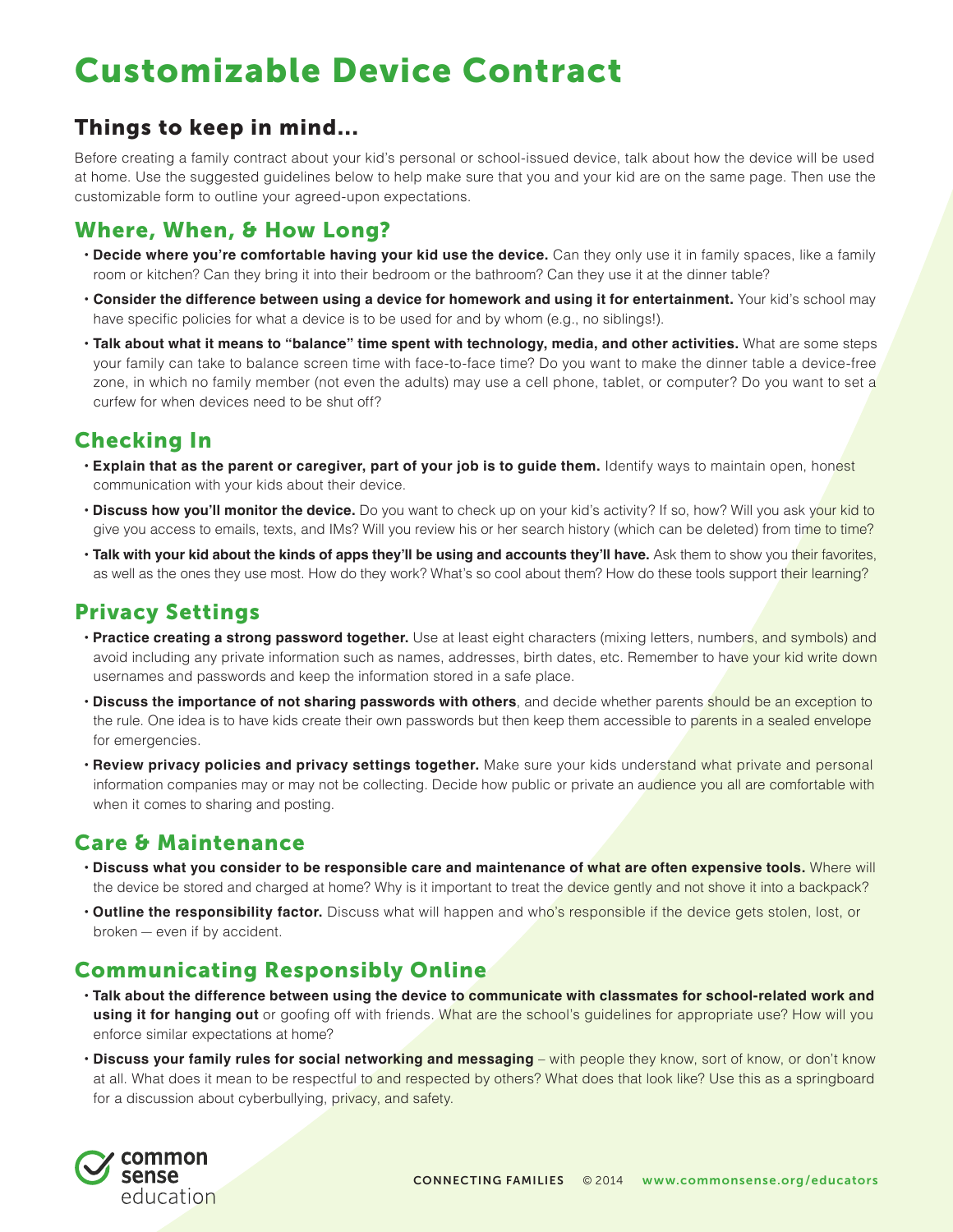# Customizable Device Contract

## Things to keep in mind...

Before creating a family contract about your kid's personal or school-issued device, talk about how the device will be used at home. Use the suggested guidelines below to help make sure that you and your kid are on the same page. Then use the customizable form to outline your agreed-upon expectations.

## Where, When, & How Long?

- **Decide where you're comfortable having your kid use the device.** Can they only use it in family spaces, like a family room or kitchen? Can they bring it into their bedroom or the bathroom? Can they use it at the dinner table?
- **Consider the difference between using a device for homework and using it for entertainment.** Your kid's school may have specific policies for what a device is to be used for and by whom (e.g., no siblings!).
- **Talk about what it means to "balance" time spent with technology, media, and other activities.** What are some steps your family can take to balance screen time with face-to-face time? Do you want to make the dinner table a device-free zone, in which no family member (not even the adults) may use a cell phone, tablet, or computer? Do you want to set a curfew for when devices need to be shut off?

## Checking In

- **Explain that as the parent or caregiver, part of your job is to guide them.** Identify ways to maintain open, honest communication with your kids about their device.
- **Discuss how you'll monitor the device.** Do you want to check up on your kid's activity? If so, how? Will you ask your kid to give you access to emails, texts, and IMs? Will you review his or her search history (which can be deleted) from time to time?
- **Talk with your kid about the kinds of apps they'll be using and accounts they'll have.** Ask them to show you their favorites, as well as the ones they use most. How do they work? What's so cool about them? How do these tools support their learning?

## Privacy Settings

- **Practice creating a strong password together.** Use at least eight characters (mixing letters, numbers, and symbols) and avoid including any private information such as names, addresses, birth dates, etc. Remember to have your kid write down usernames and passwords and keep the information stored in a safe place.
- **Discuss the importance of not sharing passwords with others**, and decide whether parents should be an exception to the rule. One idea is to have kids create their own passwords but then keep them accessible to parents in a sealed envelope for emergencies.
- **Review privacy policies and privacy settings together.** Make sure your kids understand what private and personal information companies may or may not be collecting. Decide how public or private an audience you all are comfortable with when it comes to sharing and posting.

## Care & Maintenance

- **Discuss what you consider to be responsible care and maintenance of what are often expensive tools.** Where will the device be stored and charged at home? Why is it important to treat the device gently and not shove it into a backpack?
- **Outline the responsibility factor.** Discuss what will happen and who's responsible if the device gets stolen, lost, or broken — even if by accident.

## Communicating Responsibly Online

- **Talk about the difference between using the device to communicate with classmates for school-related work and using it for hanging out** or goofing off with friends. What are the school's guidelines for appropriate use? How will you enforce similar expectations at home?
- **Discuss your family rules for social networking and messaging** – with people they know, sort of know, or don't know at all. What does it mean to be respectful to and respected by others? What does that look like? Use this as a springboard for a discussion about cyberbullying, privacy, and safety.

common sense education

CONNECTING FAMILIES © 2014 www.commonsense.org/educators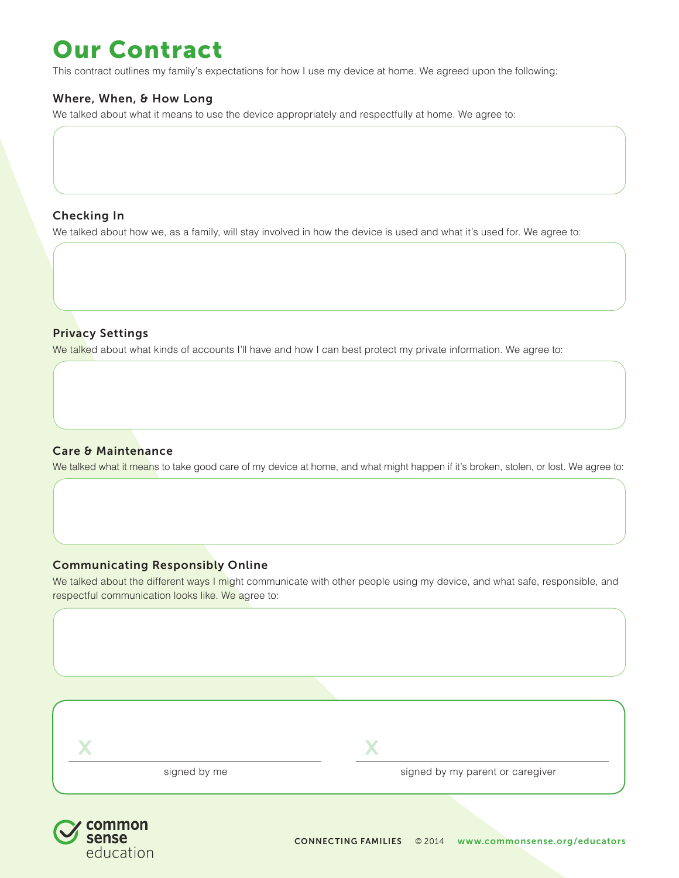# Our Contract

This contract outlines my family's expectations for how I use my device at home. We agreed upon the following:

### Where, When, & How Long

We talked about what it means to use the device appropriately and respectfully at home. We agree to:

### Checking In

We talked about how we, as a family, will stay involved in how the device is used and what it's used for. We agree to:

### Privacy Settings

We talked about what kinds of accounts I'll have and how I can best protect my private information. We agree to:

### Care & Maintenance

We talked what it means to take good care of my device at home, and what might happen if it's broken, stolen, or lost. We agree to:

### Communicating Responsibly Online

We talked about the different ways I might communicate with other people using my device, and what safe, responsible, and respectful communication looks like. We agree to:

X ______________________________
signed by me

X ______________________________
signed by my parent or caregiver

common sense education

CONNECTING FAMILIES © 2014 www.commonsense.org/educators